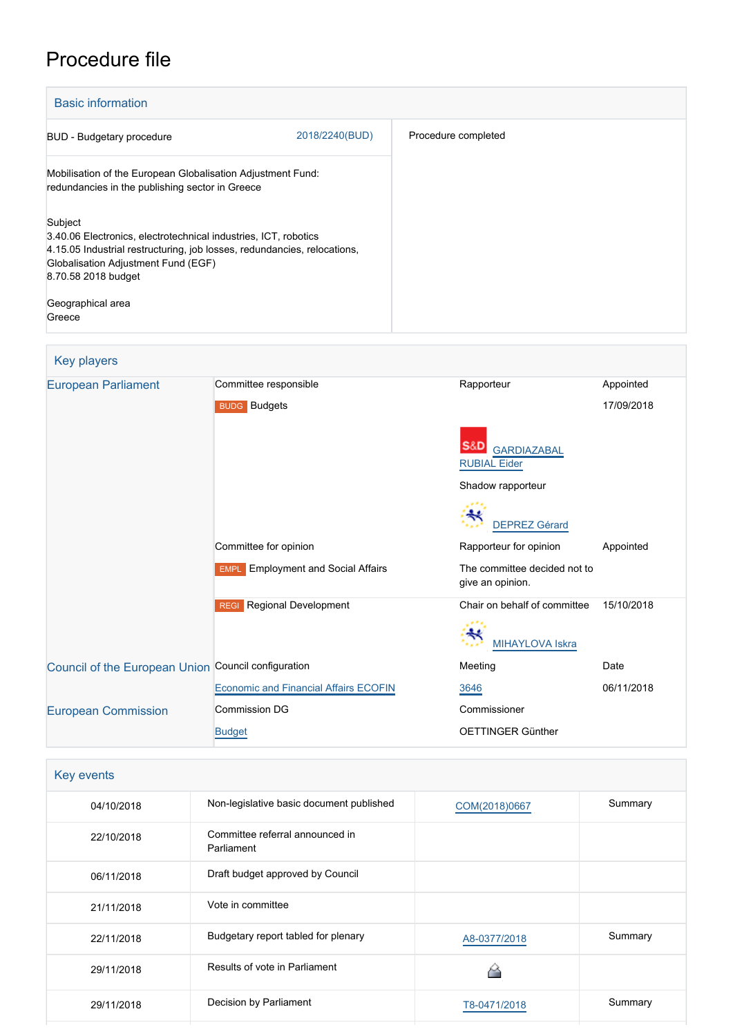# Procedure file

## Basic information

| | | |
|---|---|---|
| BUD - Budgetary procedure | 2018/2240(BUD) | Procedure completed |
| Mobilisation of the European Globalisation Adjustment Fund: redundancies in the publishing sector in Greece | | |
| Subject<br>3.40.06 Electronics, electrotechnical industries, ICT, robotics<br>4.15.05 Industrial restructuring, job losses, redundancies, relocations, Globalisation Adjustment Fund (EGF)<br>8.70.58 2018 budget | | |
| Geographical area<br>Greece | | |

## Key players

| | | | |
|---|---|---|---|
| European Parliament | Committee responsible | Rapporteur | Appointed |
| | BUDG Budgets | S&D GARDIAZABAL RUBIAL Eider | 17/09/2018 |
| | | Shadow rapporteur | |
| | | DEPREZ Gérard | |
| | Committee for opinion | Rapporteur for opinion | Appointed |
| | EMPL Employment and Social Affairs | The committee decided not to give an opinion. | |
| | REGI Regional Development | Chair on behalf of committee<br>MIHAYLOVA Iskra | 15/10/2018 |
| Council of the European Union | Council configuration | Meeting | Date |
| | Economic and Financial Affairs ECOFIN | 3646 | 06/11/2018 |
| European Commission | Commission DG | Commissioner | |
| | Budget | OETTINGER Günther | |

## Key events

| | | | |
|---|---|---|---|
| 04/10/2018 | Non-legislative basic document published | COM(2018)0667 | Summary |
| 22/10/2018 | Committee referral announced in Parliament | | |
| 06/11/2018 | Draft budget approved by Council | | |
| 21/11/2018 | Vote in committee | | |
| 22/11/2018 | Budgetary report tabled for plenary | A8-0377/2018 | Summary |
| 29/11/2018 | Results of vote in Parliament | | |
| 29/11/2018 | Decision by Parliament | T8-0471/2018 | Summary |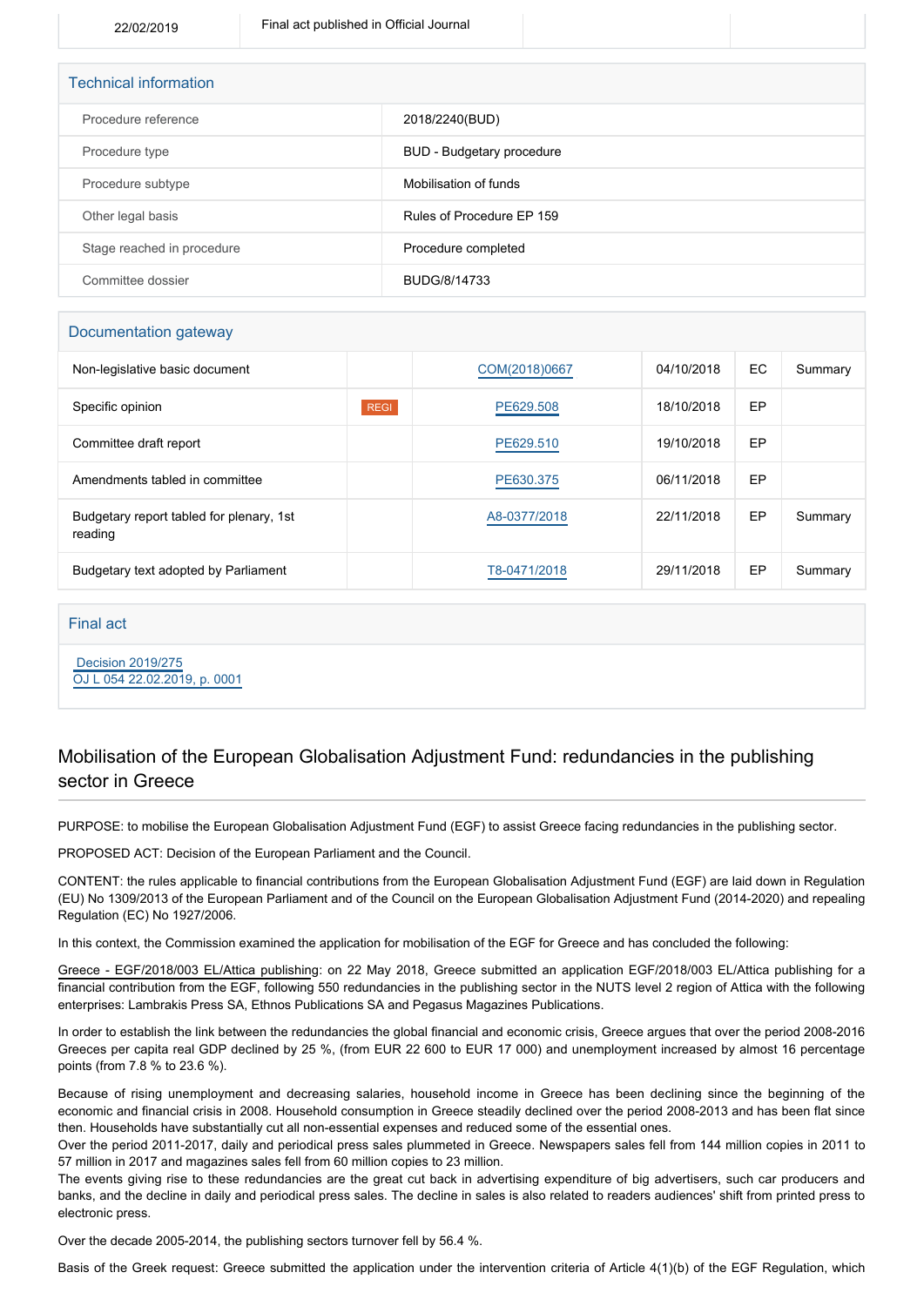| 22/02/2019 | Final act published in Official Journal | | |
|---|---|---|---|

## Technical information

| | |
|---|---|
| Procedure reference | 2018/2240(BUD) |
| Procedure type | BUD - Budgetary procedure |
| Procedure subtype | Mobilisation of funds |
| Other legal basis | Rules of Procedure EP 159 |
| Stage reached in procedure | Procedure completed |
| Committee dossier | BUDG/8/14733 |

## Documentation gateway

| | | | | | |
|---|---|---|---|---|---|
| Non-legislative basic document | | COM(2018)0667 | 04/10/2018 | EC | Summary |
| Specific opinion | REGI | PE629.508 | 18/10/2018 | EP | |
| Committee draft report | | PE629.510 | 19/10/2018 | EP | |
| Amendments tabled in committee | | PE630.375 | 06/11/2018 | EP | |
| Budgetary report tabled for plenary, 1st reading | | A8-0377/2018 | 22/11/2018 | EP | Summary |
| Budgetary text adopted by Parliament | | T8-0471/2018 | 29/11/2018 | EP | Summary |

## Final act

Decision 2019/275
OJ L 054 22.02.2019, p. 0001

## Mobilisation of the European Globalisation Adjustment Fund: redundancies in the publishing sector in Greece

PURPOSE: to mobilise the European Globalisation Adjustment Fund (EGF) to assist Greece facing redundancies in the publishing sector.

PROPOSED ACT: Decision of the European Parliament and the Council.

CONTENT: the rules applicable to financial contributions from the European Globalisation Adjustment Fund (EGF) are laid down in Regulation (EU) No 1309/2013 of the European Parliament and of the Council on the European Globalisation Adjustment Fund (2014-2020) and repealing Regulation (EC) No 1927/2006.

In this context, the Commission examined the application for mobilisation of the EGF for Greece and has concluded the following:

Greece - EGF/2018/003 EL/Attica publishing: on 22 May 2018, Greece submitted an application EGF/2018/003 EL/Attica publishing for a financial contribution from the EGF, following 550 redundancies in the publishing sector in the NUTS level 2 region of Attica with the following enterprises: Lambrakis Press SA, Ethnos Publications SA and Pegasus Magazines Publications.

In order to establish the link between the redundancies the global financial and economic crisis, Greece argues that over the period 2008-2016 Greeces per capita real GDP declined by 25 %, (from EUR 22 600 to EUR 17 000) and unemployment increased by almost 16 percentage points (from 7.8 % to 23.6 %).

Because of rising unemployment and decreasing salaries, household income in Greece has been declining since the beginning of the economic and financial crisis in 2008. Household consumption in Greece steadily declined over the period 2008-2013 and has been flat since then. Households have substantially cut all non-essential expenses and reduced some of the essential ones.
Over the period 2011-2017, daily and periodical press sales plummeted in Greece. Newspapers sales fell from 144 million copies in 2011 to 57 million in 2017 and magazines sales fell from 60 million copies to 23 million.
The events giving rise to these redundancies are the great cut back in advertising expenditure of big advertisers, such car producers and banks, and the decline in daily and periodical press sales. The decline in sales is also related to readers audiences' shift from printed press to electronic press.

Over the decade 2005-2014, the publishing sectors turnover fell by 56.4 %.

Basis of the Greek request: Greece submitted the application under the intervention criteria of Article 4(1)(b) of the EGF Regulation, which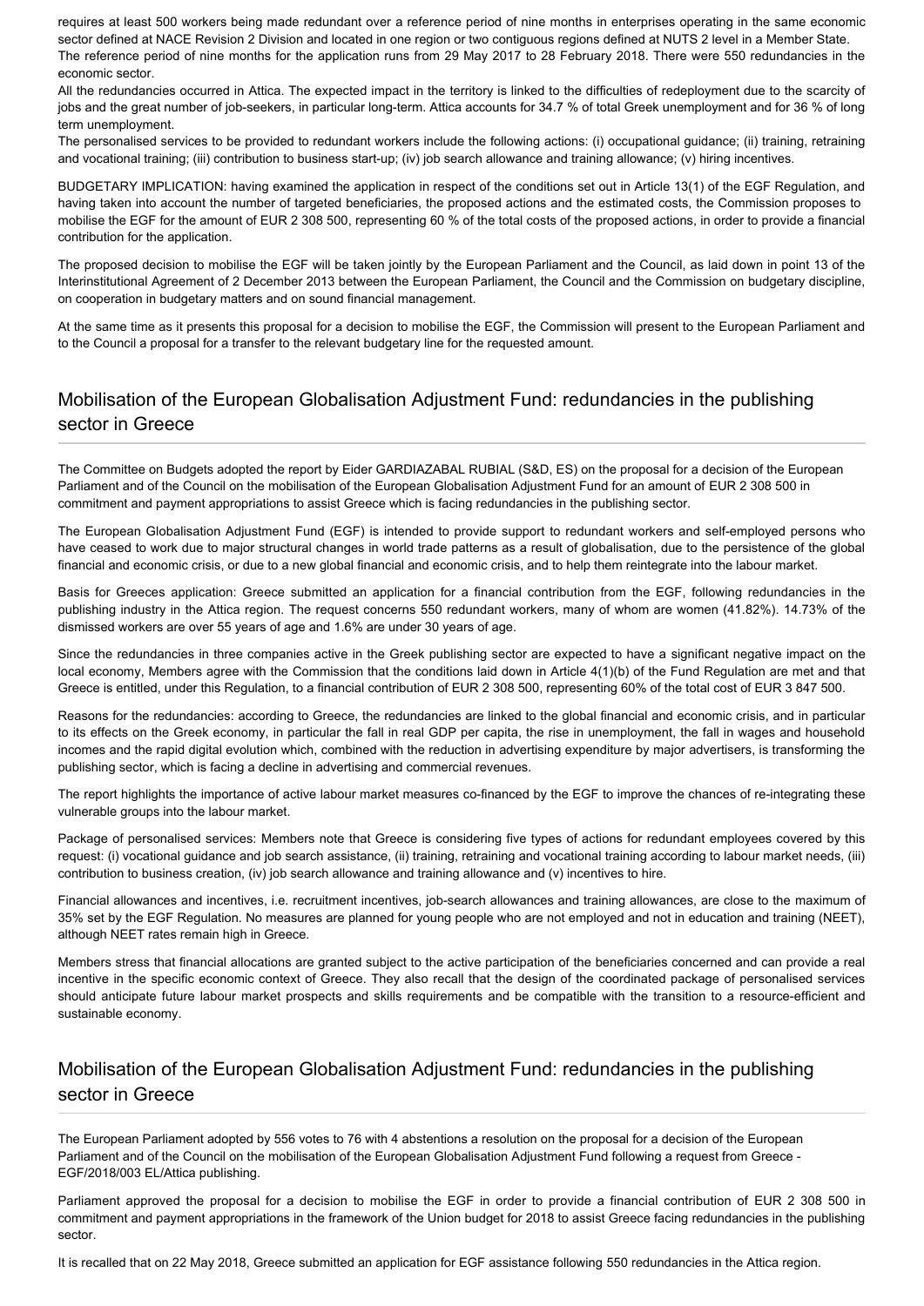requires at least 500 workers being made redundant over a reference period of nine months in enterprises operating in the same economic sector defined at NACE Revision 2 Division and located in one region or two contiguous regions defined at NUTS 2 level in a Member State. The reference period of nine months for the application runs from 29 May 2017 to 28 February 2018. There were 550 redundancies in the economic sector.

All the redundancies occurred in Attica. The expected impact in the territory is linked to the difficulties of redeployment due to the scarcity of jobs and the great number of job-seekers, in particular long-term. Attica accounts for 34.7 % of total Greek unemployment and for 36 % of long term unemployment.

The personalised services to be provided to redundant workers include the following actions: (i) occupational guidance; (ii) training, retraining and vocational training; (iii) contribution to business start-up; (iv) job search allowance and training allowance; (v) hiring incentives.

BUDGETARY IMPLICATION: having examined the application in respect of the conditions set out in Article 13(1) of the EGF Regulation, and having taken into account the number of targeted beneficiaries, the proposed actions and the estimated costs, the Commission proposes to mobilise the EGF for the amount of EUR 2 308 500, representing 60 % of the total costs of the proposed actions, in order to provide a financial contribution for the application.

The proposed decision to mobilise the EGF will be taken jointly by the European Parliament and the Council, as laid down in point 13 of the Interinstitutional Agreement of 2 December 2013 between the European Parliament, the Council and the Commission on budgetary discipline, on cooperation in budgetary matters and on sound financial management.

At the same time as it presents this proposal for a decision to mobilise the EGF, the Commission will present to the European Parliament and to the Council a proposal for a transfer to the relevant budgetary line for the requested amount.

## Mobilisation of the European Globalisation Adjustment Fund: redundancies in the publishing sector in Greece

The Committee on Budgets adopted the report by Eider GARDIAZABAL RUBIAL (S&D, ES) on the proposal for a decision of the European Parliament and of the Council on the mobilisation of the European Globalisation Adjustment Fund for an amount of EUR 2 308 500 in commitment and payment appropriations to assist Greece which is facing redundancies in the publishing sector.

The European Globalisation Adjustment Fund (EGF) is intended to provide support to redundant workers and self-employed persons who have ceased to work due to major structural changes in world trade patterns as a result of globalisation, due to the persistence of the global financial and economic crisis, or due to a new global financial and economic crisis, and to help them reintegrate into the labour market.

Basis for Greeces application: Greece submitted an application for a financial contribution from the EGF, following redundancies in the publishing industry in the Attica region. The request concerns 550 redundant workers, many of whom are women (41.82%). 14.73% of the dismissed workers are over 55 years of age and 1.6% are under 30 years of age.

Since the redundancies in three companies active in the Greek publishing sector are expected to have a significant negative impact on the local economy, Members agree with the Commission that the conditions laid down in Article 4(1)(b) of the Fund Regulation are met and that Greece is entitled, under this Regulation, to a financial contribution of EUR 2 308 500, representing 60% of the total cost of EUR 3 847 500.

Reasons for the redundancies: according to Greece, the redundancies are linked to the global financial and economic crisis, and in particular to its effects on the Greek economy, in particular the fall in real GDP per capita, the rise in unemployment, the fall in wages and household incomes and the rapid digital evolution which, combined with the reduction in advertising expenditure by major advertisers, is transforming the publishing sector, which is facing a decline in advertising and commercial revenues.

The report highlights the importance of active labour market measures co-financed by the EGF to improve the chances of re-integrating these vulnerable groups into the labour market.

Package of personalised services: Members note that Greece is considering five types of actions for redundant employees covered by this request: (i) vocational guidance and job search assistance, (ii) training, retraining and vocational training according to labour market needs, (iii) contribution to business creation, (iv) job search allowance and training allowance and (v) incentives to hire.

Financial allowances and incentives, i.e. recruitment incentives, job-search allowances and training allowances, are close to the maximum of 35% set by the EGF Regulation. No measures are planned for young people who are not employed and not in education and training (NEET), although NEET rates remain high in Greece.

Members stress that financial allocations are granted subject to the active participation of the beneficiaries concerned and can provide a real incentive in the specific economic context of Greece. They also recall that the design of the coordinated package of personalised services should anticipate future labour market prospects and skills requirements and be compatible with the transition to a resource-efficient and sustainable economy.

## Mobilisation of the European Globalisation Adjustment Fund: redundancies in the publishing sector in Greece

The European Parliament adopted by 556 votes to 76 with 4 abstentions a resolution on the proposal for a decision of the European Parliament and of the Council on the mobilisation of the European Globalisation Adjustment Fund following a request from Greece - EGF/2018/003 EL/Attica publishing.

Parliament approved the proposal for a decision to mobilise the EGF in order to provide a financial contribution of EUR 2 308 500 in commitment and payment appropriations in the framework of the Union budget for 2018 to assist Greece facing redundancies in the publishing sector.

It is recalled that on 22 May 2018, Greece submitted an application for EGF assistance following 550 redundancies in the Attica region.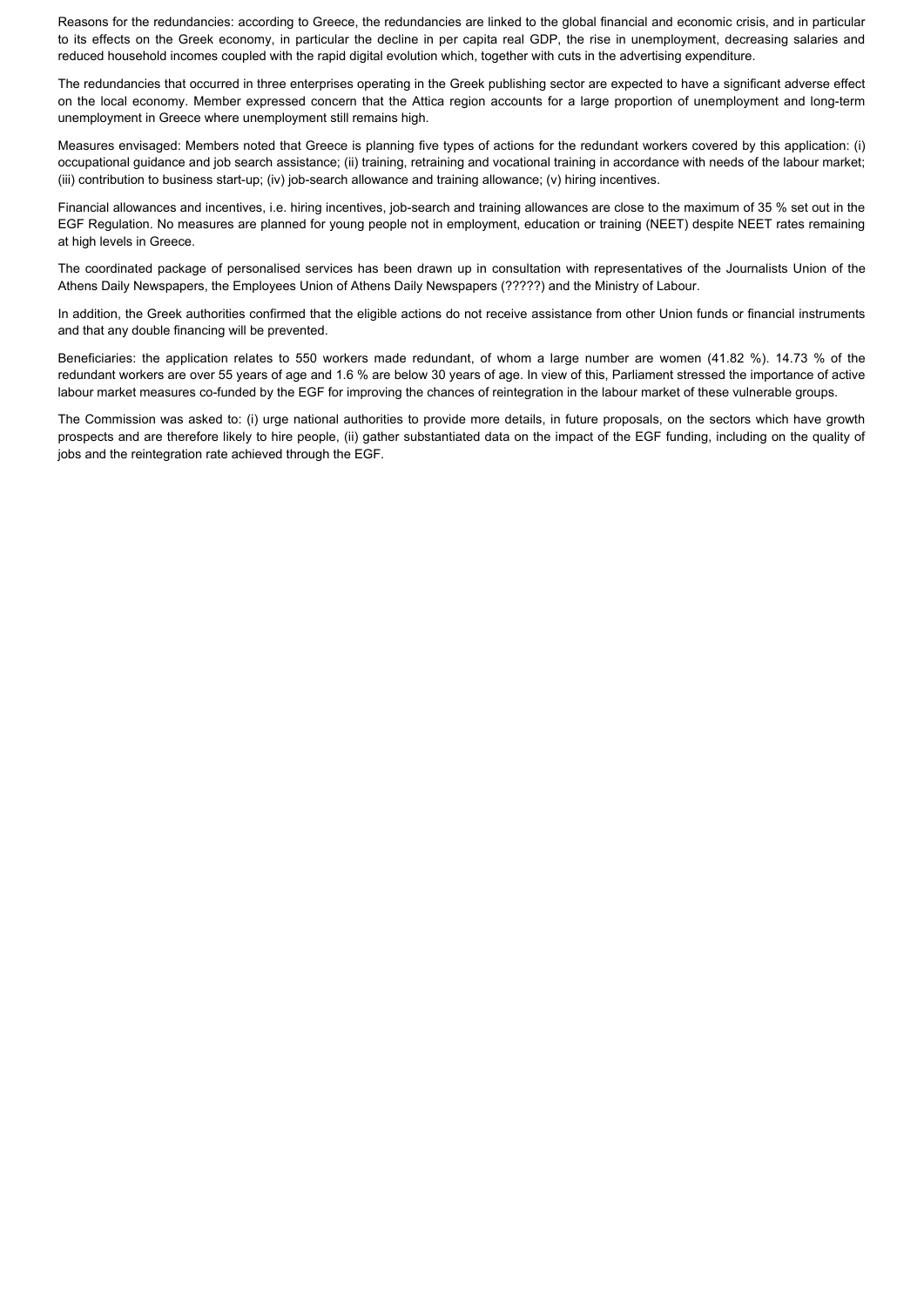Reasons for the redundancies: according to Greece, the redundancies are linked to the global financial and economic crisis, and in particular to its effects on the Greek economy, in particular the decline in per capita real GDP, the rise in unemployment, decreasing salaries and reduced household incomes coupled with the rapid digital evolution which, together with cuts in the advertising expenditure.

The redundancies that occurred in three enterprises operating in the Greek publishing sector are expected to have a significant adverse effect on the local economy. Member expressed concern that the Attica region accounts for a large proportion of unemployment and long-term unemployment in Greece where unemployment still remains high.

Measures envisaged: Members noted that Greece is planning five types of actions for the redundant workers covered by this application: (i) occupational guidance and job search assistance; (ii) training, retraining and vocational training in accordance with needs of the labour market; (iii) contribution to business start-up; (iv) job-search allowance and training allowance; (v) hiring incentives.

Financial allowances and incentives, i.e. hiring incentives, job-search and training allowances are close to the maximum of 35 % set out in the EGF Regulation. No measures are planned for young people not in employment, education or training (NEET) despite NEET rates remaining at high levels in Greece.

The coordinated package of personalised services has been drawn up in consultation with representatives of the Journalists Union of the Athens Daily Newspapers, the Employees Union of Athens Daily Newspapers (?????) and the Ministry of Labour.

In addition, the Greek authorities confirmed that the eligible actions do not receive assistance from other Union funds or financial instruments and that any double financing will be prevented.

Beneficiaries: the application relates to 550 workers made redundant, of whom a large number are women (41.82 %). 14.73 % of the redundant workers are over 55 years of age and 1.6 % are below 30 years of age. In view of this, Parliament stressed the importance of active labour market measures co-funded by the EGF for improving the chances of reintegration in the labour market of these vulnerable groups.

The Commission was asked to: (i) urge national authorities to provide more details, in future proposals, on the sectors which have growth prospects and are therefore likely to hire people, (ii) gather substantiated data on the impact of the EGF funding, including on the quality of jobs and the reintegration rate achieved through the EGF.